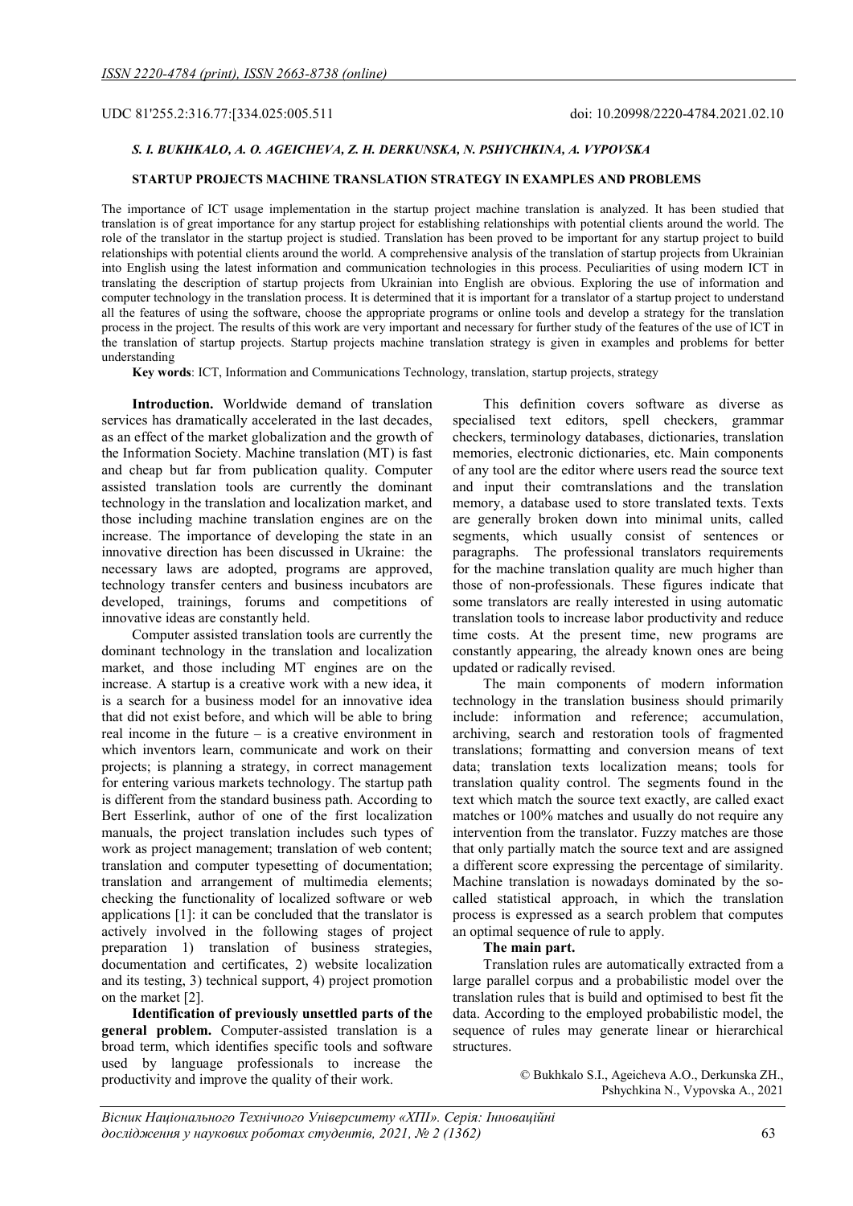UDC 81'255.2:316.77:[334.025:005.511 doi: 10.20998/2220-4784.2021.02.10

***S. I. BUKHKALO, A. O. AGEICHEVA, Z. H. DERKUNSKA, N. PSHYCHKINA, A. VYPOVSKA***

**STARTUP PROJECTS MACHINE TRANSLATION STRATEGY IN EXAMPLES AND PROBLEMS**

The importance of ICT usage implementation in the startup project machine translation is analyzed. It has been studied that translation is of great importance for any startup project for establishing relationships with potential clients around the world. The role of the translator in the startup project is studied. Translation has been proved to be important for any startup project to build relationships with potential clients around the world. A comprehensive analysis of the translation of startup projects from Ukrainian into English using the latest information and communication technologies in this process. Peculiarities of using modern ICT in translating the description of startup projects from Ukrainian into English are obvious. Exploring the use of information and computer technology in the translation process. It is determined that it is important for a translator of a startup project to understand all the features of using the software, choose the appropriate programs or online tools and develop a strategy for the translation process in the project. The results of this work are very important and necessary for further study of the features of the use of ICT in the translation of startup projects. Startup projects machine translation strategy is given in examples and problems for better understanding

**Key words**: ICT, Information and Communications Technology, translation, startup projects, strategy

**Introduction.** Worldwide demand of translation services has dramatically accelerated in the last decades, as an effect of the market globalization and the growth of the Information Society. Machine translation (MT) is fast and cheap but far from publication quality. Computer assisted translation tools are currently the dominant technology in the translation and localization market, and those including machine translation engines are on the increase. The importance of developing the state in an innovative direction has been discussed in Ukraine: the necessary laws are adopted, programs are approved, technology transfer centers and business incubators are developed, trainings, forums and competitions of innovative ideas are constantly held.

Computer assisted translation tools are currently the dominant technology in the translation and localization market, and those including MT engines are on the increase. A startup is a creative work with a new idea, it is a search for a business model for an innovative idea that did not exist before, and which will be able to bring real income in the future – is a creative environment in which inventors learn, communicate and work on their projects; is planning a strategy, in correct management for entering various markets technology. The startup path is different from the standard business path. According to Bert Esserlink, author of one of the first localization manuals, the project translation includes such types of work as project management; translation of web content; translation and computer typesetting of documentation; translation and arrangement of multimedia elements; checking the functionality of localized software or web applications [1]: it can be concluded that the translator is actively involved in the following stages of project preparation 1) translation of business strategies, documentation and certificates, 2) website localization and its testing, 3) technical support, 4) project promotion on the market [2].

**Identification of previously unsettled parts of the general problem.** Computer-assisted translation is a broad term, which identifies specific tools and software used by language professionals to increase the productivity and improve the quality of their work.

This definition covers software as diverse as specialised text editors, spell checkers, grammar checkers, terminology databases, dictionaries, translation memories, electronic dictionaries, etc. Main components of any tool are the editor where users read the source text and input their comtranslations and the translation memory, a database used to store translated texts. Texts are generally broken down into minimal units, called segments, which usually consist of sentences or paragraphs. The professional translators requirements for the machine translation quality are much higher than those of non-professionals. These figures indicate that some translators are really interested in using automatic translation tools to increase labor productivity and reduce time costs. At the present time, new programs are constantly appearing, the already known ones are being updated or radically revised.

The main components of modern information technology in the translation business should primarily include: information and reference; accumulation, archiving, search and restoration tools of fragmented translations; formatting and conversion means of text data; translation texts localization means; tools for translation quality control. The segments found in the text which match the source text exactly, are called exact matches or 100% matches and usually do not require any intervention from the translator. Fuzzy matches are those that only partially match the source text and are assigned a different score expressing the percentage of similarity. Machine translation is nowadays dominated by the so-called statistical approach, in which the translation process is expressed as a search problem that computes an optimal sequence of rule to apply.

**The main part.**

Translation rules are automatically extracted from a large parallel corpus and a probabilistic model over the translation rules that is build and optimised to best fit the data. According to the employed probabilistic model, the sequence of rules may generate linear or hierarchical structures.

© Bukhkalo S.I., Ageicheva A.O., Derkunska ZH., Pshychkina N., Vypovska A., 2021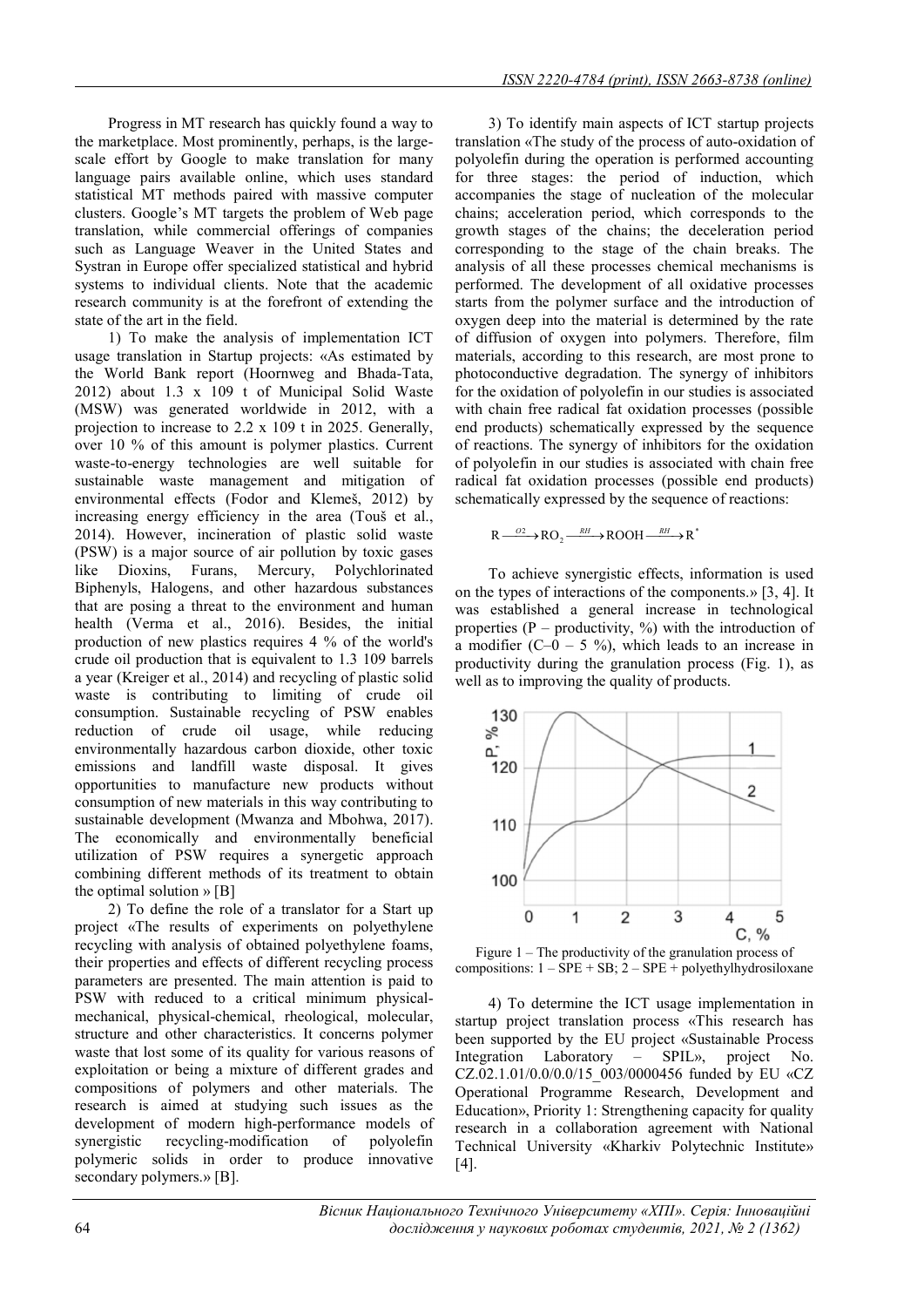Progress in MT research has quickly found a way to the marketplace. Most prominently, perhaps, is the large-scale effort by Google to make translation for many language pairs available online, which uses standard statistical MT methods paired with massive computer clusters. Google's MT targets the problem of Web page translation, while commercial offerings of companies such as Language Weaver in the United States and Systran in Europe offer specialized statistical and hybrid systems to individual clients. Note that the academic research community is at the forefront of extending the state of the art in the field.

1) To make the analysis of implementation ICT usage translation in Startup projects: «As estimated by the World Bank report (Hoornweg and Bhada-Tata, 2012) about 1.3 x 109 t of Municipal Solid Waste (MSW) was generated worldwide in 2012, with a projection to increase to 2.2 x 109 t in 2025. Generally, over 10 % of this amount is polymer plastics. Current waste-to-energy technologies are well suitable for sustainable waste management and mitigation of environmental effects (Fodor and Klemeš, 2012) by increasing energy efficiency in the area (Touš et al., 2014). However, incineration of plastic solid waste (PSW) is a major source of air pollution by toxic gases like Dioxins, Furans, Mercury, Polychlorinated Biphenyls, Halogens, and other hazardous substances that are posing a threat to the environment and human health (Verma et al., 2016). Besides, the initial production of new plastics requires 4 % of the world's crude oil production that is equivalent to 1.3 109 barrels a year (Kreiger et al., 2014) and recycling of plastic solid waste is contributing to limiting of crude oil consumption. Sustainable recycling of PSW enables reduction of crude oil usage, while reducing environmentally hazardous carbon dioxide, other toxic emissions and landfill waste disposal. It gives opportunities to manufacture new products without consumption of new materials in this way contributing to sustainable development (Mwanza and Mbohwa, 2017). The economically and environmentally beneficial utilization of PSW requires a synergetic approach combining different methods of its treatment to obtain the optimal solution » [B]

2) To define the role of a translator for a Start up project «The results of experiments on polyethylene recycling with analysis of obtained polyethylene foams, their properties and effects of different recycling process parameters are presented. The main attention is paid to PSW with reduced to a critical minimum physical-mechanical, physical-chemical, rheological, molecular, structure and other characteristics. It concerns polymer waste that lost some of its quality for various reasons of exploitation or being a mixture of different grades and compositions of polymers and other materials. The research is aimed at studying such issues as the development of modern high-performance models of synergistic recycling-modification of polyolefin polymeric solids in order to produce innovative secondary polymers.» [B].

3) To identify main aspects of ICT startup projects translation «The study of the process of auto-oxidation of polyolefin during the operation is performed accounting for three stages: the period of induction, which accompanies the stage of nucleation of the molecular chains; acceleration period, which corresponds to the growth stages of the chains; the deceleration period corresponding to the stage of the chain breaks. The analysis of all these processes chemical mechanisms is performed. The development of all oxidative processes starts from the polymer surface and the introduction of oxygen deep into the material is determined by the rate of diffusion of oxygen into polymers. Therefore, film materials, according to this research, are most prone to photoconductive degradation. The synergy of inhibitors for the oxidation of polyolefin in our studies is associated with chain free radical fat oxidation processes (possible end products) schematically expressed by the sequence of reactions. The synergy of inhibitors for the oxidation of polyolefin in our studies is associated with chain free radical fat oxidation processes (possible end products) schematically expressed by the sequence of reactions:

$$R \xrightarrow{O2} RO_2 \xrightarrow{RH} ROOH \xrightarrow{RH} R^*$$

To achieve synergistic effects, information is used on the types of interactions of the components.» [3, 4]. It was established a general increase in technological properties (P – productivity, %) with the introduction of a modifier (C–0 – 5 %), which leads to an increase in productivity during the granulation process (Fig. 1), as well as to improving the quality of products.

Figure 1 – The productivity of the granulation process of compositions: 1 – SPE + SB; 2 – SPE + polyethylhydrosiloxane

4) To determine the ICT usage implementation in startup project translation process «This research has been supported by the EU project «Sustainable Process Integration Laboratory – SPIL», project No. CZ.02.1.01/0.0/0.0/15_003/0000456 funded by EU «CZ Operational Programme Research, Development and Education», Priority 1: Strengthening capacity for quality research in a collaboration agreement with National Technical University «Kharkiv Polytechnic Institute» [4].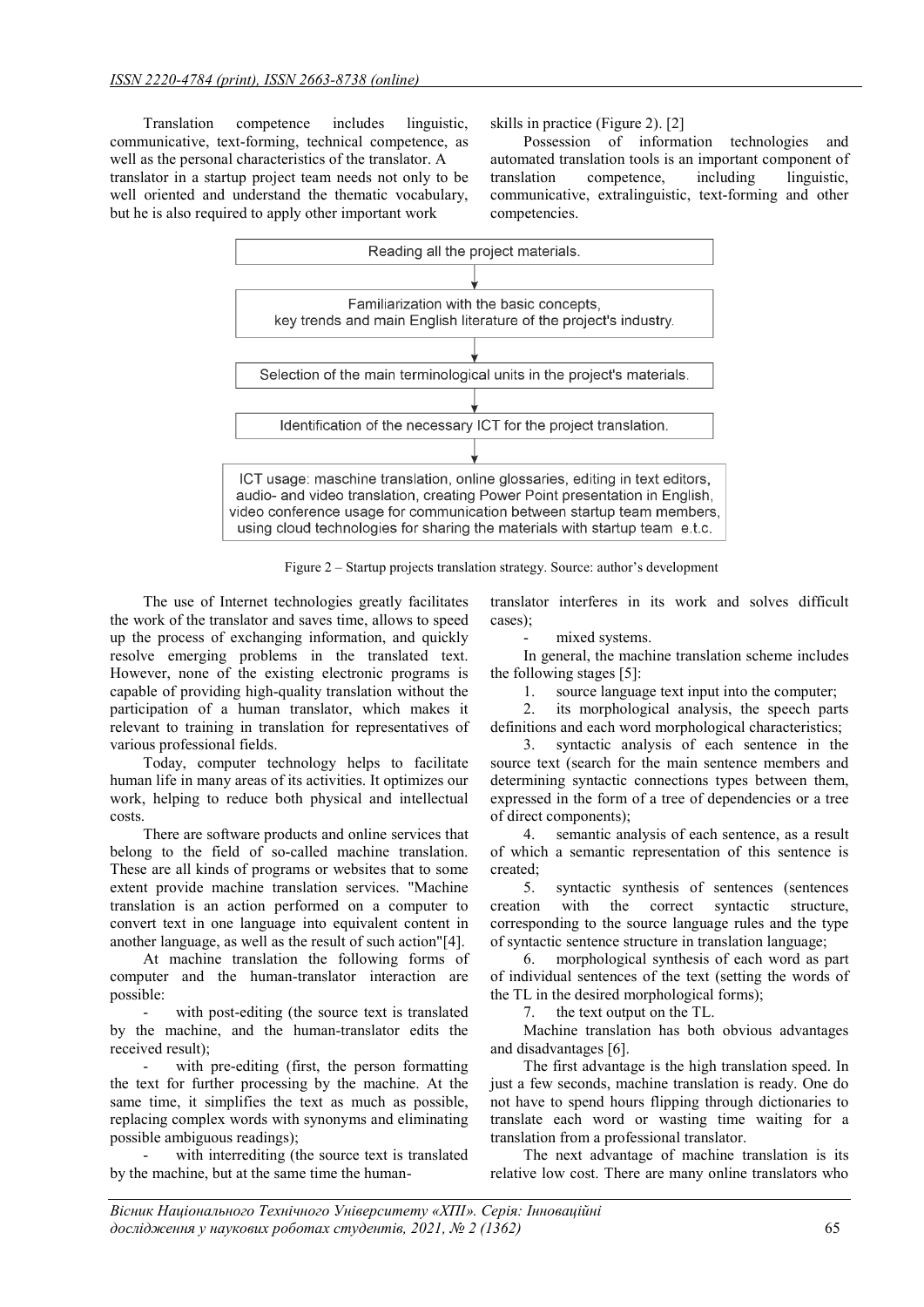Translation competence includes linguistic, communicative, text-forming, technical competence, as well as the personal characteristics of the translator. A translator in a startup project team needs not only to be well oriented and understand the thematic vocabulary, but he is also required to apply other important work skills in practice (Figure 2). [2]

Possession of information technologies and automated translation tools is an important component of translation competence, including linguistic, communicative, extralinguistic, text-forming and other competencies.

Reading all the project materials.

↓

Familiarization with the basic concepts, key trends and main English literature of the project's industry.

↓

Selection of the main terminological units in the project's materials.

↓

Identification of the necessary ICT for the project translation.

↓

ICT usage: maschine translation, online glossaries, editing in text editors, audio- and video translation, creating Power Point presentation in English, video conference usage for communication between startup team members, using cloud technologies for sharing the materials with startup team e.t.c.

Figure 2 – Startup projects translation strategy. Source: author's development

The use of Internet technologies greatly facilitates the work of the translator and saves time, allows to speed up the process of exchanging information, and quickly resolve emerging problems in the translated text. However, none of the existing electronic programs is capable of providing high-quality translation without the participation of a human translator, which makes it relevant to training in translation for representatives of various professional fields.

Today, computer technology helps to facilitate human life in many areas of its activities. It optimizes our work, helping to reduce both physical and intellectual costs.

There are software products and online services that belong to the field of so-called machine translation. These are all kinds of programs or websites that to some extent provide machine translation services. "Machine translation is an action performed on a computer to convert text in one language into equivalent content in another language, as well as the result of such action"[4].

At machine translation the following forms of computer and the human-translator interaction are possible:

- with post-editing (the source text is translated by the machine, and the human-translator edits the received result);
- with pre-editing (first, the person formatting the text for further processing by the machine. At the same time, it simplifies the text as much as possible, replacing complex words with synonyms and eliminating possible ambiguous readings);
- with interrediting (the source text is translated by the machine, but at the same time the human-translator interferes in its work and solves difficult cases);
- mixed systems.

In general, the machine translation scheme includes the following stages [5]:

1. source language text input into the computer;
2. its morphological analysis, the speech parts definitions and each word morphological characteristics;
3. syntactic analysis of each sentence in the source text (search for the main sentence members and determining syntactic connections types between them, expressed in the form of a tree of dependencies or a tree of direct components);
4. semantic analysis of each sentence, as a result of which a semantic representation of this sentence is created;
5. syntactic synthesis of sentences (sentences creation with the correct syntactic structure, corresponding to the source language rules and the type of syntactic sentence structure in translation language;
6. morphological synthesis of each word as part of individual sentences of the text (setting the words of the TL in the desired morphological forms);
7. the text output on the TL.

Machine translation has both obvious advantages and disadvantages [6].

The first advantage is the high translation speed. In just a few seconds, machine translation is ready. One do not have to spend hours flipping through dictionaries to translate each word or wasting time waiting for a translation from a professional translator.

The next advantage of machine translation is its relative low cost. There are many online translators who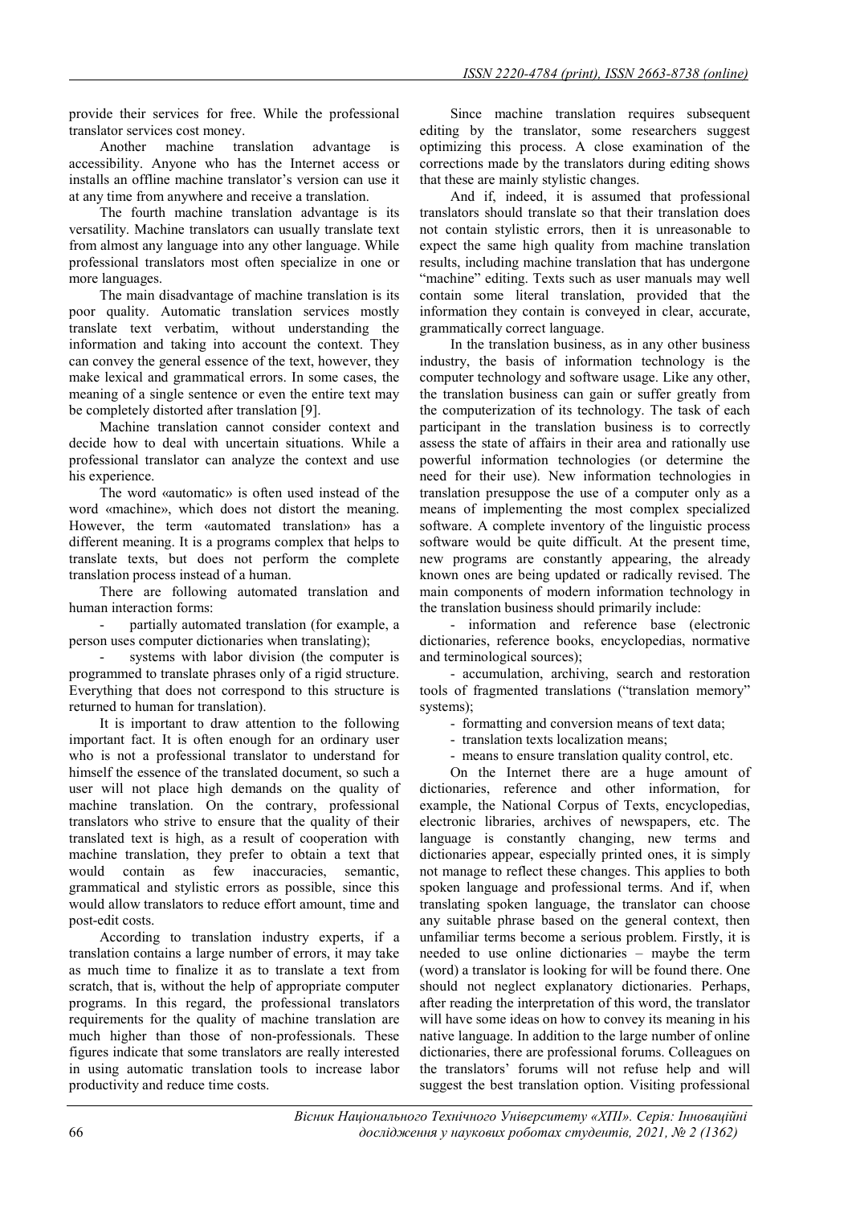provide their services for free. While the professional translator services cost money.

Another machine translation advantage is accessibility. Anyone who has the Internet access or installs an offline machine translator's version can use it at any time from anywhere and receive a translation.

The fourth machine translation advantage is its versatility. Machine translators can usually translate text from almost any language into any other language. While professional translators most often specialize in one or more languages.

The main disadvantage of machine translation is its poor quality. Automatic translation services mostly translate text verbatim, without understanding the information and taking into account the context. They can convey the general essence of the text, however, they make lexical and grammatical errors. In some cases, the meaning of a single sentence or even the entire text may be completely distorted after translation [9].

Machine translation cannot consider context and decide how to deal with uncertain situations. While a professional translator can analyze the context and use his experience.

The word «automatic» is often used instead of the word «machine», which does not distort the meaning. However, the term «automated translation» has a different meaning. It is a programs complex that helps to translate texts, but does not perform the complete translation process instead of a human.

There are following automated translation and human interaction forms:

- partially automated translation (for example, a person uses computer dictionaries when translating);
- systems with labor division (the computer is programmed to translate phrases only of a rigid structure. Everything that does not correspond to this structure is returned to human for translation).

It is important to draw attention to the following important fact. It is often enough for an ordinary user who is not a professional translator to understand for himself the essence of the translated document, so such a user will not place high demands on the quality of machine translation. On the contrary, professional translators who strive to ensure that the quality of their translated text is high, as a result of cooperation with machine translation, they prefer to obtain a text that would contain as few inaccuracies, semantic, grammatical and stylistic errors as possible, since this would allow translators to reduce effort amount, time and post-edit costs.

According to translation industry experts, if a translation contains a large number of errors, it may take as much time to finalize it as to translate a text from scratch, that is, without the help of appropriate computer programs. In this regard, the professional translators requirements for the quality of machine translation are much higher than those of non-professionals. These figures indicate that some translators are really interested in using automatic translation tools to increase labor productivity and reduce time costs.

Since machine translation requires subsequent editing by the translator, some researchers suggest optimizing this process. A close examination of the corrections made by the translators during editing shows that these are mainly stylistic changes.

And if, indeed, it is assumed that professional translators should translate so that their translation does not contain stylistic errors, then it is unreasonable to expect the same high quality from machine translation results, including machine translation that has undergone "machine" editing. Texts such as user manuals may well contain some literal translation, provided that the information they contain is conveyed in clear, accurate, grammatically correct language.

In the translation business, as in any other business industry, the basis of information technology is the computer technology and software usage. Like any other, the translation business can gain or suffer greatly from the computerization of its technology. The task of each participant in the translation business is to correctly assess the state of affairs in their area and rationally use powerful information technologies (or determine the need for their use). New information technologies in translation presuppose the use of a computer only as a means of implementing the most complex specialized software. A complete inventory of the linguistic process software would be quite difficult. At the present time, new programs are constantly appearing, the already known ones are being updated or radically revised. The main components of modern information technology in the translation business should primarily include:

- information and reference base (electronic dictionaries, reference books, encyclopedias, normative and terminological sources);
- accumulation, archiving, search and restoration tools of fragmented translations ("translation memory" systems);
- formatting and conversion means of text data;
- translation texts localization means;
- means to ensure translation quality control, etc.

On the Internet there are a huge amount of dictionaries, reference and other information, for example, the National Corpus of Texts, encyclopedias, electronic libraries, archives of newspapers, etc. The language is constantly changing, new terms and dictionaries appear, especially printed ones, it is simply not manage to reflect these changes. This applies to both spoken language and professional terms. And if, when translating spoken language, the translator can choose any suitable phrase based on the general context, then unfamiliar terms become a serious problem. Firstly, it is needed to use online dictionaries – maybe the term (word) a translator is looking for will be found there. One should not neglect explanatory dictionaries. Perhaps, after reading the interpretation of this word, the translator will have some ideas on how to convey its meaning in his native language. In addition to the large number of online dictionaries, there are professional forums. Colleagues on the translators' forums will not refuse help and will suggest the best translation option. Visiting professional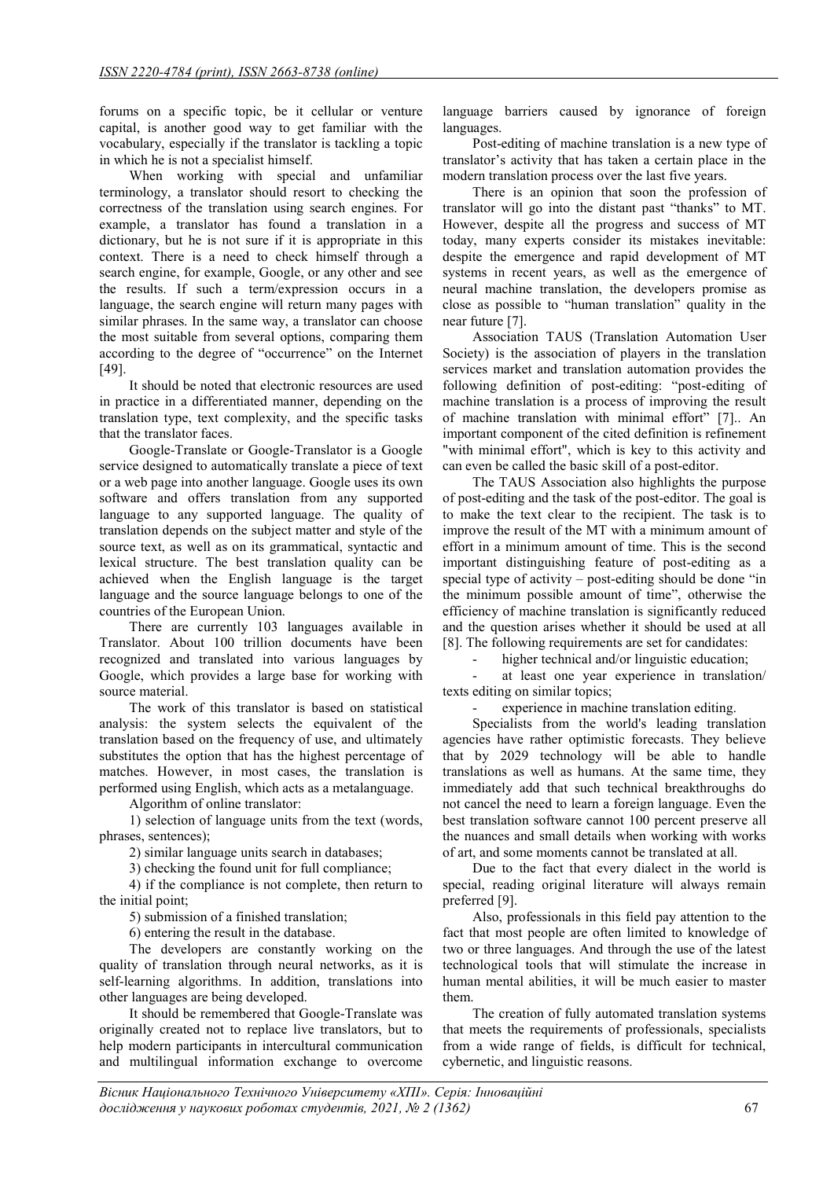forums on a specific topic, be it cellular or venture capital, is another good way to get familiar with the vocabulary, especially if the translator is tackling a topic in which he is not a specialist himself.

When working with special and unfamiliar terminology, a translator should resort to checking the correctness of the translation using search engines. For example, a translator has found a translation in a dictionary, but he is not sure if it is appropriate in this context. There is a need to check himself through a search engine, for example, Google, or any other and see the results. If such a term/expression occurs in a language, the search engine will return many pages with similar phrases. In the same way, a translator can choose the most suitable from several options, comparing them according to the degree of "occurrence" on the Internet [49].

It should be noted that electronic resources are used in practice in a differentiated manner, depending on the translation type, text complexity, and the specific tasks that the translator faces.

Google-Translate or Google-Translator is a Google service designed to automatically translate a piece of text or a web page into another language. Google uses its own software and offers translation from any supported language to any supported language. The quality of translation depends on the subject matter and style of the source text, as well as on its grammatical, syntactic and lexical structure. The best translation quality can be achieved when the English language is the target language and the source language belongs to one of the countries of the European Union.

There are currently 103 languages available in Translator. About 100 trillion documents have been recognized and translated into various languages by Google, which provides a large base for working with source material.

The work of this translator is based on statistical analysis: the system selects the equivalent of the translation based on the frequency of use, and ultimately substitutes the option that has the highest percentage of matches. However, in most cases, the translation is performed using English, which acts as a metalanguage.

Algorithm of online translator:

1) selection of language units from the text (words, phrases, sentences);

2) similar language units search in databases;

3) checking the found unit for full compliance;

4) if the compliance is not complete, then return to the initial point;

5) submission of a finished translation;

6) entering the result in the database.

The developers are constantly working on the quality of translation through neural networks, as it is self-learning algorithms. In addition, translations into other languages are being developed.

It should be remembered that Google-Translate was originally created not to replace live translators, but to help modern participants in intercultural communication and multilingual information exchange to overcome language barriers caused by ignorance of foreign languages.

Post-editing of machine translation is a new type of translator's activity that has taken a certain place in the modern translation process over the last five years.

There is an opinion that soon the profession of translator will go into the distant past "thanks" to MT. However, despite all the progress and success of MT today, many experts consider its mistakes inevitable: despite the emergence and rapid development of MT systems in recent years, as well as the emergence of neural machine translation, the developers promise as close as possible to "human translation" quality in the near future [7].

Association TAUS (Translation Automation User Society) is the association of players in the translation services market and translation automation provides the following definition of post-editing: "post-editing of machine translation is a process of improving the result of machine translation with minimal effort" [7].. An important component of the cited definition is refinement "with minimal effort", which is key to this activity and can even be called the basic skill of a post-editor.

The TAUS Association also highlights the purpose of post-editing and the task of the post-editor. The goal is to make the text clear to the recipient. The task is to improve the result of the MT with a minimum amount of effort in a minimum amount of time. This is the second important distinguishing feature of post-editing as a special type of activity – post-editing should be done "in the minimum possible amount of time", otherwise the efficiency of machine translation is significantly reduced and the question arises whether it should be used at all [8]. The following requirements are set for candidates:

- higher technical and/or linguistic education;
- at least one year experience in translation/ texts editing on similar topics;
- experience in machine translation editing.

Specialists from the world's leading translation agencies have rather optimistic forecasts. They believe that by 2029 technology will be able to handle translations as well as humans. At the same time, they immediately add that such technical breakthroughs do not cancel the need to learn a foreign language. Even the best translation software cannot 100 percent preserve all the nuances and small details when working with works of art, and some moments cannot be translated at all.

Due to the fact that every dialect in the world is special, reading original literature will always remain preferred [9].

Also, professionals in this field pay attention to the fact that most people are often limited to knowledge of two or three languages. And through the use of the latest technological tools that will stimulate the increase in human mental abilities, it will be much easier to master them.

The creation of fully automated translation systems that meets the requirements of professionals, specialists from a wide range of fields, is difficult for technical, cybernetic, and linguistic reasons.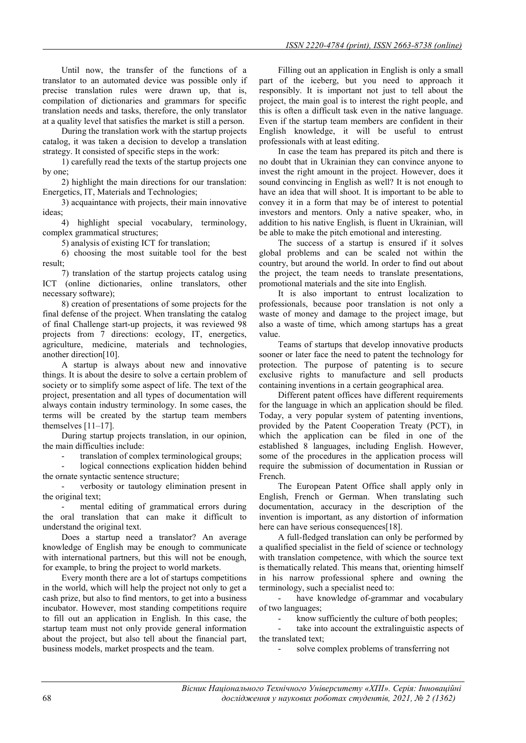Until now, the transfer of the functions of a translator to an automated device was possible only if precise translation rules were drawn up, that is, compilation of dictionaries and grammars for specific translation needs and tasks, therefore, the only translator at a quality level that satisfies the market is still a person.

During the translation work with the startup projects catalog, it was taken a decision to develop a translation strategy. It consisted of specific steps in the work:

1) carefully read the texts of the startup projects one by one;

2) highlight the main directions for our translation: Energetics, IT, Materials and Technologies;

3) acquaintance with projects, their main innovative ideas;

4) highlight special vocabulary, terminology, complex grammatical structures;

5) analysis of existing ICT for translation;

6) choosing the most suitable tool for the best result;

7) translation of the startup projects catalog using ICT (online dictionaries, online translators, other necessary software);

8) creation of presentations of some projects for the final defense of the project. When translating the catalog of final Challenge start-up projects, it was reviewed 98 projects from 7 directions: ecology, IT, energetics, agriculture, medicine, materials and technologies, another direction[10].

A startup is always about new and innovative things. It is about the desire to solve a certain problem of society or to simplify some aspect of life. The text of the project, presentation and all types of documentation will always contain industry terminology. In some cases, the terms will be created by the startup team members themselves [11–17].

During startup projects translation, in our opinion, the main difficulties include:

- translation of complex terminological groups;
- logical connections explication hidden behind the ornate syntactic sentence structure;
- verbosity or tautology elimination present in the original text;
- mental editing of grammatical errors during the oral translation that can make it difficult to understand the original text.

Does a startup need a translator? An average knowledge of English may be enough to communicate with international partners, but this will not be enough, for example, to bring the project to world markets.

Every month there are a lot of startups competitions in the world, which will help the project not only to get a cash prize, but also to find mentors, to get into a business incubator. However, most standing competitions require to fill out an application in English. In this case, the startup team must not only provide general information about the project, but also tell about the financial part, business models, market prospects and the team.

Filling out an application in English is only a small part of the iceberg, but you need to approach it responsibly. It is important not just to tell about the project, the main goal is to interest the right people, and this is often a difficult task even in the native language. Even if the startup team members are confident in their English knowledge, it will be useful to entrust professionals with at least editing.

In case the team has prepared its pitch and there is no doubt that in Ukrainian they can convince anyone to invest the right amount in the project. However, does it sound convincing in English as well? It is not enough to have an idea that will shoot. It is important to be able to convey it in a form that may be of interest to potential investors and mentors. Only a native speaker, who, in addition to his native English, is fluent in Ukrainian, will be able to make the pitch emotional and interesting.

The success of a startup is ensured if it solves global problems and can be scaled not within the country, but around the world. In order to find out about the project, the team needs to translate presentations, promotional materials and the site into English.

It is also important to entrust localization to professionals, because poor translation is not only a waste of money and damage to the project image, but also a waste of time, which among startups has a great value.

Teams of startups that develop innovative products sooner or later face the need to patent the technology for protection. The purpose of patenting is to secure exclusive rights to manufacture and sell products containing inventions in a certain geographical area.

Different patent offices have different requirements for the language in which an application should be filed. Today, a very popular system of patenting inventions, provided by the Patent Cooperation Treaty (PCT), in which the application can be filed in one of the established 8 languages, including English. However, some of the procedures in the application process will require the submission of documentation in Russian or French.

The European Patent Office shall apply only in English, French or German. When translating such documentation, accuracy in the description of the invention is important, as any distortion of information here can have serious consequences[18].

A full-fledged translation can only be performed by a qualified specialist in the field of science or technology with translation competence, with which the source text is thematically related. This means that, orienting himself in his narrow professional sphere and owning the terminology, such a specialist need to:

- have knowledge of-grammar and vocabulary of two languages;
- know sufficiently the culture of both peoples;
- take into account the extralinguistic aspects of the translated text;
- solve complex problems of transferring not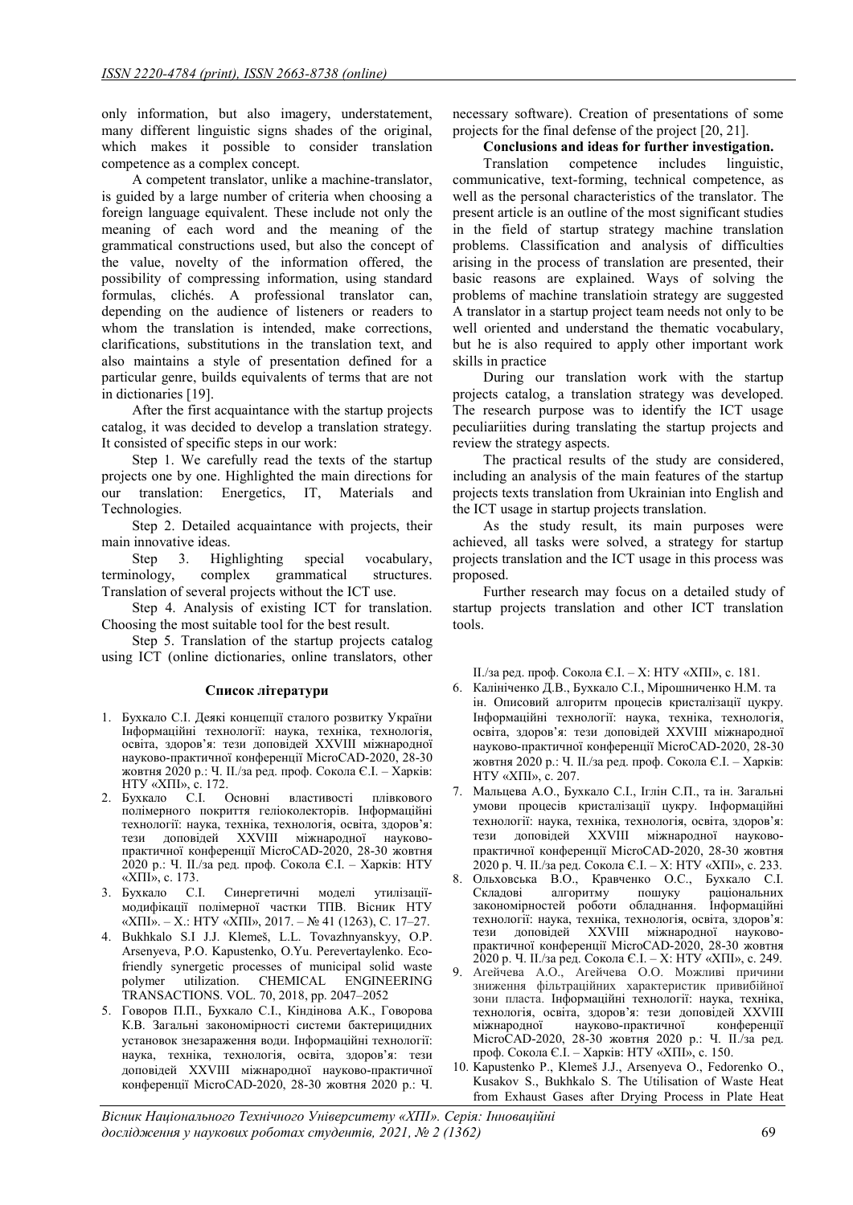only information, but also imagery, understatement, many different linguistic signs shades of the original, which makes it possible to consider translation competence as a complex concept.

A competent translator, unlike a machine-translator, is guided by a large number of criteria when choosing a foreign language equivalent. These include not only the meaning of each word and the meaning of the grammatical constructions used, but also the concept of the value, novelty of the information offered, the possibility of compressing information, using standard formulas, clichés. A professional translator can, depending on the audience of listeners or readers to whom the translation is intended, make corrections, clarifications, substitutions in the translation text, and also maintains a style of presentation defined for a particular genre, builds equivalents of terms that are not in dictionaries [19].

After the first acquaintance with the startup projects catalog, it was decided to develop a translation strategy. It consisted of specific steps in our work:

Step 1. We carefully read the texts of the startup projects one by one. Highlighted the main directions for our translation: Energetics, IT, Materials and Technologies.

Step 2. Detailed acquaintance with projects, their main innovative ideas.

Step 3. Highlighting special vocabulary, terminology, complex grammatical structures. Translation of several projects without the ICT use.

Step 4. Analysis of existing ICT for translation. Choosing the most suitable tool for the best result.

Step 5. Translation of the startup projects catalog using ICT (online dictionaries, online translators, other necessary software). Creation of presentations of some projects for the final defense of the project [20, 21].

**Conclusions and ideas for further investigation.**

Translation competence includes linguistic, communicative, text-forming, technical competence, as well as the personal characteristics of the translator. The present article is an outline of the most significant studies in the field of startup strategy machine translation problems. Classification and analysis of difficulties arising in the process of translation are presented, their basic reasons are explained. Ways of solving the problems of machine translatioin strategy are suggested A translator in a startup project team needs not only to be well oriented and understand the thematic vocabulary, but he is also required to apply other important work skills in practice

During our translation work with the startup projects catalog, a translation strategy was developed. The research purpose was to identify the ICT usage peculiariities during translating the startup projects and review the strategy aspects.

The practical results of the study are considered, including an analysis of the main features of the startup projects texts translation from Ukrainian into English and the ICT usage in startup projects translation.

As the study result, its main purposes were achieved, all tasks were solved, a strategy for startup projects translation and the ICT usage in this process was proposed.

Further research may focus on a detailed study of startup projects translation and other ICT translation tools.

**Список літератури**

1. Бухкало С.І. Деякі концепції сталого розвитку України Інформаційні технології: наука, техніка, технологія, освіта, здоров'я: тези доповідей XXVIII міжнародної науково-практичної конференції MicroCAD-2020, 28-30 жовтня 2020 р.: Ч. ІІ./за ред. проф. Сокола Є.І. – Харків: НТУ «ХПІ», с. 172.
2. Бухкало С.І. Основні властивості плівкового полімерного покриття геліоколекторів. Інформаційні технології: наука, техніка, технологія, освіта, здоров'я: тези доповідей XXVIII міжнародної науково-практичної конференції MicroCAD-2020, 28-30 жовтня 2020 р.: Ч. ІІ./за ред. проф. Сокола Є.І. – Харків: НТУ «ХПІ», с. 173.
3. Бухкало С.І. Синергетичні моделі утилізації-модифікації полімерної частки ТПВ. Вісник НТУ «ХПІ». – Х.: НТУ «ХПІ», 2017. – № 41 (1263), С. 17–27.
4. Bukhkalo S.I J.J. Klemeš, L.L. Tovazhnyanskyy, O.P. Arsenyeva, P.O. Kapustenko, O.Yu. Perevertaylenko. Eco-friendly synergetic processes of municipal solid waste polymer utilization. CHEMICAL ENGINEERING TRANSACTIONS. VOL. 70, 2018, pp. 2047–2052
5. Говоров П.П., Бухкало С.І., Кіндінова А.К., Говорова К.В. Загальні закономірності системи бактерицидних установок знезараження води. Інформаційні технології: наука, техніка, технологія, освіта, здоров'я: тези доповідей XXVIII міжнародної науково-практичної конференції MicroCAD-2020, 28-30 жовтня 2020 р.: Ч. ІІ./за ред. проф. Сокола Є.І. – Х: НТУ «ХПІ», с. 181.
6. Калініченко Д.В., Бухкало С.І., Мірошниченко Н.М. та ін. Описовий алгоритм процесів кристалізації цукру. Інформаційні технології: наука, техніка, технологія, освіта, здоров'я: тези доповідей XXVIII міжнародної науково-практичної конференції MicroCAD-2020, 28-30 жовтня 2020 р.: Ч. ІІ./за ред. проф. Сокола Є.І. – Харків: НТУ «ХПІ», с. 207.
7. Мальцева А.О., Бухкало С.І., Іглін С.П., та ін. Загальні умови процесів кристалізації цукру. Інформаційні технології: наука, техніка, технологія, освіта, здоров'я: тези доповідей XXVIII міжнародної науково-практичної конференції MicroCAD-2020, 28-30 жовтня 2020 р. Ч. ІІ./за ред. Сокола Є.І. – Х: НТУ «ХПІ», с. 233.
8. Ольховська В.О., Кравченко О.С., Бухкало С.І. Складові алгоритму пошуку раціональних закономірностей роботи обладнання. Інформаційні технології: наука, техніка, технологія, освіта, здоров'я: тези доповідей XXVIII міжнародної науково-практичної конференції MicroCAD-2020, 28-30 жовтня 2020 р. Ч. ІІ./за ред. Сокола Є.І. – Х: НТУ «ХПІ», с. 249.
9. Агейчева А.О., Агейчева О.О. Можливі причини зниження фільтраційних характеристик привибійної зони пласта. Інформаційні технології: наука, техніка, технологія, освіта, здоров'я: тези доповідей XXVIII міжнародної науково-практичної конференції MicroCAD-2020, 28-30 жовтня 2020 р.: Ч. ІІ./за ред. проф. Сокола Є.І. – Харків: НТУ «ХПІ», с. 150.
10. Kapustenko P., Klemeš J.J., Arsenyeva O., Fedorenko O., Kusakov S., Bukhkalo S. The Utilisation of Waste Heat from Exhaust Gases after Drying Process in Plate Heat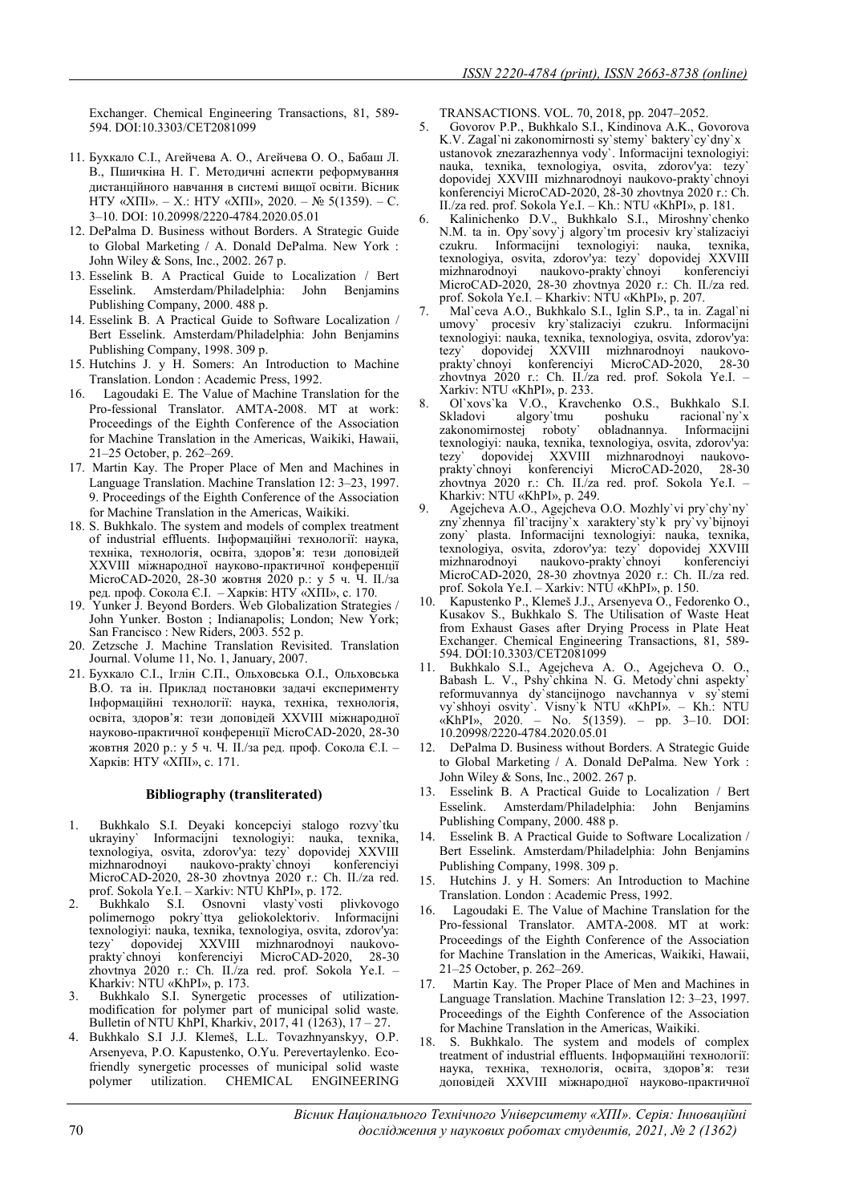Exchanger. Chemical Engineering Transactions, 81, 589-594. DOI:10.3303/CET2081099

11. Бухкало С.І., Агейчева А. О., Агейчева О. О., Бабаш Л. В., Пшичкіна Н. Г. Методичні аспекти реформування дистанційного навчання в системі вищої освіти. Вісник НТУ «ХПІ». – Х.: НТУ «ХПІ», 2020. – № 5(1359). – С. 3–10. DOI: 10.20998/2220-4784.2020.05.01
12. DePalma D. Business without Borders. A Strategic Guide to Global Marketing / A. Donald DePalma. New York : John Wiley & Sons, Inc., 2002. 267 p.
13. Esselink B. A Practical Guide to Localization / Bert Esselink. Amsterdam/Philadelphia: John Benjamins Publishing Company, 2000. 488 p.
14. Esselink B. A Practical Guide to Software Localization / Bert Esselink. Amsterdam/Philadelphia: John Benjamins Publishing Company, 1998. 309 p.
15. Hutchins J. y H. Somers: An Introduction to Machine Translation. London : Academic Press, 1992.
16. Lagoudaki E. The Value of Machine Translation for the Pro-fessional Translator. AMTA-2008. MT at work: Proceedings of the Eighth Conference of the Association for Machine Translation in the Americas, Waikiki, Hawaii, 21–25 October, p. 262–269.
17. Martin Kay. The Proper Place of Men and Machines in Language Translation. Machine Translation 12: 3–23, 1997. 9. Proceedings of the Eighth Conference of the Association for Machine Translation in the Americas, Waikiki.
18. S. Bukhkalo. The system and models of complex treatment of industrial effluents. Інформаційні технології: наука, техніка, технологія, освіта, здоров'я: тези доповідей XXVIII міжнародної науково-практичної конференції MicroCAD-2020, 28-30 жовтня 2020 р.: у 5 ч. Ч. ІІ./за ред. проф. Сокола Є.І. – Харків: НТУ «ХПІ», с. 170.
19. Yunker J. Beyond Borders. Web Globalization Strategies / John Yunker. Boston ; Indianapolis; London; New York; San Francisco : New Riders, 2003. 552 p.
20. Zetzsche J. Machine Translation Revisited. Translation Journal. Volume 11, No. 1, January, 2007.
21. Бухкало С.І., Іглін С.П., Ольховська О.І., Ольховська В.О. та ін. Приклад постановки задачі експерименту Інформаційні технології: наука, техніка, технологія, освіта, здоров'я: тези доповідей XXVIII міжнародної науково-практичної конференції MicroCAD-2020, 28-30 жовтня 2020 р.: у 5 ч. Ч. ІІ./за ред. проф. Сокола Є.І. – Харків: НТУ «ХПІ», с. 171.

### Bibliography (transliterated)

1. Bukhkalo S.I. Deyaki koncepciyi stalogo rozvy`tku ukrayiny` Informacijni texnologiyi: nauka, texnika, texnologiya, osvita, zdorov'ya: tezy` dopovidej XXVIII mizhnarodnoyi naukovo-prakty`chnoyi konferenciyi MicroCAD-2020, 28-30 zhovtnya 2020 r.: Ch. II./za red. prof. Sokola Ye.I. – Xarkiv: NTU KhPI», p. 172.
2. Bukhkalo S.I. Osnovni vlasty`vosti plivkovogo polimernogo pokry`ttya geliokolektoriv. Informacijni texnologiyi: nauka, texnika, texnologiya, osvita, zdorov'ya: tezy` dopovidej XXVIII mizhnarodnoyi naukovo-prakty`chnoyi konferenciyi MicroCAD-2020, 28-30 zhovtnya 2020 r.: Ch. II./za red. prof. Sokola Ye.I. – Kharkiv: NTU «KhPI», p. 173.
3. Bukhkalo S.I. Synergetic processes of utilization-modification for polymer part of municipal solid waste. Bulletin of NTU KhPI, Kharkiv, 2017, 41 (1263), 17 – 27.
4. Bukhkalo S.I J.J. Klemeš, L.L. Tovazhnyanskyy, O.P. Arsenyeva, P.O. Kapustenko, O.Yu. Perevertaylenko. Eco-friendly synergetic processes of municipal solid waste polymer utilization. CHEMICAL ENGINEERING TRANSACTIONS. VOL. 70, 2018, pp. 2047–2052.
5. Govorov P.P., Bukhkalo S.I., Kindinova A.K., Govorova K.V. Zagal`ni zakonomirnosti sy`stemy` baktery`cy`dny`x ustanovok znezarazhennya vody`. Informacijni texnologiyi: nauka, texnika, texnologiya, osvita, zdorov'ya: tezy` dopovidej XXVIII mizhnarodnoyi naukovo-prakty`chnoyi konferenciyi MicroCAD-2020, 28-30 zhovtnya 2020 r.: Ch. II./za red. prof. Sokola Ye.I. – Kh.: NTU «KhPI», p. 181.
6. Kalinichenko D.V., Bukhkalo S.I., Miroshny`chenko N.M. ta in. Opy`sovy`j algory`tm procesiv kry`stalizaciyi czukru. Informacijni texnologiyi: nauka, texnika, texnologiya, osvita, zdorov'ya: tezy` dopovidej XXVIII mizhnarodnoyi naukovo-prakty`chnoyi konferenciyi MicroCAD-2020, 28-30 zhovtnya 2020 r.: Ch. II./za red. prof. Sokola Ye.I. – Kharkiv: NTU «KhPI», p. 207.
7. Mal`ceva A.O., Bukhkalo S.I., Iglin S.P., ta in. Zagal`ni umovy` procesiv kry`stalizaciyi czukru. Informacijni texnologiyi: nauka, texnika, texnologiya, osvita, zdorov'ya: tezy` dopovidej XXVIII mizhnarodnoyi naukovo-prakty`chnoyi konferenciyi MicroCAD-2020, 28-30 zhovtnya 2020 r.: Ch. II./za red. prof. Sokola Ye.I. – Xarkiv: NTU «KhPI», p. 233.
8. Ol`xovs`ka V.O., Kravchenko O.S., Bukhkalo S.I. Skladovi algory`tmu poshuku racional`ny`x zakonomirnostej roboty` obladnannya. Informacijni texnologiyi: nauka, texnika, texnologiya, osvita, zdorov'ya: tezy` dopovidej XXVIII mizhnarodnoyi naukovo-prakty`chnoyi konferenciyi MicroCAD-2020, 28-30 zhovtnya 2020 r.: Ch. II./za red. prof. Sokola Ye.I. – Kharkiv: NTU «KhPI», p. 249.
9. Agejcheva A.O., Agejcheva O.O. Mozhly`vi pry`chy`ny` zny`zhennya fil`tracijny`x xaraktery`sty`k pry`vy`bijnoyi zony` plasta. Informacijni texnologiyi: nauka, texnika, texnologiya, osvita, zdorov'ya: tezy` dopovidej XXVIII mizhnarodnoyi naukovo-prakty`chnoyi konferenciyi MicroCAD-2020, 28-30 zhovtnya 2020 r.: Ch. II./za red. prof. Sokola Ye.I. – Xarkiv: NTU «KhPI», p. 150.
10. Kapustenko P., Klemeš J.J., Arsenyeva O., Fedorenko O., Kusakov S., Bukhkalo S. The Utilisation of Waste Heat from Exhaust Gases after Drying Process in Plate Heat Exchanger. Chemical Engineering Transactions, 81, 589-594. DOI:10.3303/CET2081099
11. Bukhkalo S.I., Agejcheva A. O., Agejcheva O. O., Babash L. V., Pshy`chkina N. G. Metody`chni aspekty` reformuvannya dy`stancijnogo navchannya v sy`stemi vy`shhoyi osvity`. Visny`k NTU «KhPI». – Kh.: NTU «KhPI», 2020. – No. 5(1359). – pp. 3–10. DOI: 10.20998/2220-4784.2020.05.01
12. DePalma D. Business without Borders. A Strategic Guide to Global Marketing / A. Donald DePalma. New York : John Wiley & Sons, Inc., 2002. 267 p.
13. Esselink B. A Practical Guide to Localization / Bert Esselink. Amsterdam/Philadelphia: John Benjamins Publishing Company, 2000. 488 p.
14. Esselink B. A Practical Guide to Software Localization / Bert Esselink. Amsterdam/Philadelphia: John Benjamins Publishing Company, 1998. 309 p.
15. Hutchins J. y H. Somers: An Introduction to Machine Translation. London : Academic Press, 1992.
16. Lagoudaki E. The Value of Machine Translation for the Pro-fessional Translator. AMTA-2008. MT at work: Proceedings of the Eighth Conference of the Association for Machine Translation in the Americas, Waikiki, Hawaii, 21–25 October, p. 262–269.
17. Martin Kay. The Proper Place of Men and Machines in Language Translation. Machine Translation 12: 3–23, 1997. Proceedings of the Eighth Conference of the Association for Machine Translation in the Americas, Waikiki.
18. S. Bukhkalo. The system and models of complex treatment of industrial effluents. Інформаційні технології: наука, техніка, технологія, освіта, здоров'я: тези доповідей XXVIII міжнародної науково-практичної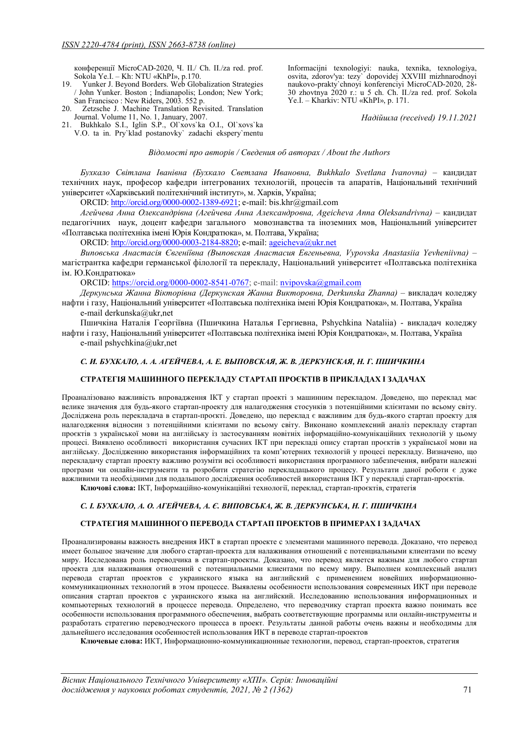конференції MicroCAD-2020, Ч. ІІ./ Ch. II./za red. prof. Sokola Ye.I. – Kh: NTU «KhPI», p.170.

19. Yunker J. Beyond Borders. Web Globalization Strategies / John Yunker. Boston ; Indianapolis; London; New York; San Francisco : New Riders, 2003. 552 p.
20. Zetzsche J. Machine Translation Revisited. Translation Journal. Volume 11, No. 1, January, 2007.
21. Bukhkalo S.I., Iglin S.P., Ol`xovs`ka O.I., Ol`xovs`ka V.O. ta in. Pry`klad postanovky` zadachi ekspery`mentu Informacijni texnologiyi: nauka, texnika, texnologiya, osvita, zdorov'ya: tezy` dopovidej XXVIII mizhnarodnoyi naukovo-prakty`chnoyi konferenciyi MicroCAD-2020, 28-30 zhovtnya 2020 r.: u 5 ch. Ch. II./za red. prof. Sokola Ye.I. – Kharkiv: NTU «KhPI», p. 171.

*Надійшла (received) 19.11.2021*

*Відомості про авторів / Сведения об авторах / About the Authors*

*Бухкало Світлана Іванівна (Бухкало Светлана Ивановна, Bukhkalo Svetlana Ivanovna)* – кандидат технічних наук, професор кафедри інтегрованих технологій, процесів та апаратів, Національний технічний університет «Харківський політехнічний інститут», м. Харків, Україна;
ORCID: http://orcid.org/0000-0002-1389-6921; e-mail: bis.khr@gmail.com

*Агейчева Анна Олександрівна (Агейчева Анна Александровна, Ageicheva Anna Oleksandrivna)* – кандидат педагогічних наук, доцент кафедри загального мовознавства та іноземних мов, Національний університет «Полтавська політехніка імені Юрія Кондратюка», м. Полтава, Україна;
ORCID: http://orcid.org/0000-0003-2184-8820; e-mail: ageicheva@ukr.net

*Виповська Анастасія Євгеніївна (Выповская Анастасия Евгеньевна, Vypovska Anastasiia Yevheniivna)* – магістрантка кафедри германської філології та перекладу, Національний університет «Полтавська політехніка ім. Ю.Кондратюка»
ORCID: https://orcid.org/0000-0002-8541-0767; e-mail: nvipovska@gmail.com

*Деркунська Жанна Вікторівна (Деркунская Жанна Викторовна, Derkunska Zhanna)* – викладач коледжу нафти і газу, Національний університет «Полтавська політехніка імені Юрія Кондратюка», м. Полтава, Україна
e-mail derkunska@ukr,net

Пшичкіна Наталія Георгіївна (Пшичкина Наталья Гергиевна, Pshychkina Nataliia) - викладач коледжу нафти і газу, Національний університет «Полтавська політехніка імені Юрія Кондратюка», м. Полтава, Україна
e-mail pshychkina@ukr,net

***С. И. БУХКАЛО, А. А. АГЕЙЧЕВА, А. Е. ВЫПОВСКАЯ, Ж. В. ДЕРКУНСКАЯ, Н. Г. ПШИЧКИНА***

**СТРАТЕГІЯ МАШИННОГО ПЕРЕКЛАДУ СТАРТАП ПРОЄКТІВ В ПРИКЛАДАХ І ЗАДАЧАХ**

Проаналізовано важливість впровадження ІКТ у стартап проекті з машинним перекладом. Доведено, що переклад має велике значення для будь-якого стартап-проекту для налагодження стосунків з потенційними клієнтами по всьому світу. Досліджена роль перекладача в стартап-проєкті. Доведено, що переклад є важливим для будь-якого стартап проекту для налагодження відносин з потенційними клієнтами по всьому світу. Виконано комплексний аналіз перекладу стартап проєктів з української мови на англійську із застосуванням новітніх інформаційно-комунікаційних технологій у цьому процесі. Виявлено особливості використання сучасних ІКТ при перекладі опису стартап проєктів з української мови на англійську. Дослідженню використання інформаційних та комп'ютерних технологій у процесі перекладу. Визначено, що перекладачу стартап проекту важливо розуміти всі особливості використання програмного забезпечення, вибрати належні програми чи онлайн-інструменти та розробити стратегію перекладацького процесу. Результати даної роботи є дуже важливими та необхідними для подальшого дослідження особливостей використання ІКТ у перекладі стартап-проєктів.

**Ключові слова:** ІКТ, Інформаційно-комунікаційні технології, переклад, стартап-проєктів, стратегія

***С. І. БУХКАЛО, А. О. АГЕЙЧЕВА, А. Є. ВИПОВСЬКА, Ж. В. ДЕРКУНСЬКА, Н. Г. ПШИЧКІНА***

**СТРАТЕГИЯ МАШИННОГО ПЕРЕВОДА СТАРТАП ПРОЕКТОВ В ПРИМЕРАХ І ЗАДАЧАХ**

Проанализированы важность внедрения ИКТ в стартап проекте с элементами машинного перевода. Доказано, что перевод имеет большое значение для любого стартап-проекта для налаживания отношений с потенциальными клиентами по всему миру. Исследована роль переводчика в стартап-проекты. Доказано, что перевод является важным для любого стартап проекта для налаживания отношений с потенциальными клиентами по всему миру. Выполнен комплексный анализ перевода стартап проектов с украинского языка на английский с применением новейших информационно-коммуникационных технологий в этом процессе. Выявлены особенности использования современных ИКТ при переводе описания стартап проектов с украинского языка на английский. Исследованию использования информационных и компьютерных технологий в процессе перевода. Определено, что переводчику стартап проекта важно понимать все особенности использования программного обеспечения, выбрать соответствующие программы или онлайн-инструменты и разработать стратегию переводческого процесса в проект. Результаты данной работы очень важны и необходимы для дальнейшего исследования особенностей использования ИКТ в переводе стартап-проектов

**Ключевые слова:** ИКТ, Информационно-коммуникационные технологии, перевод, стартап-проектов, стратегия